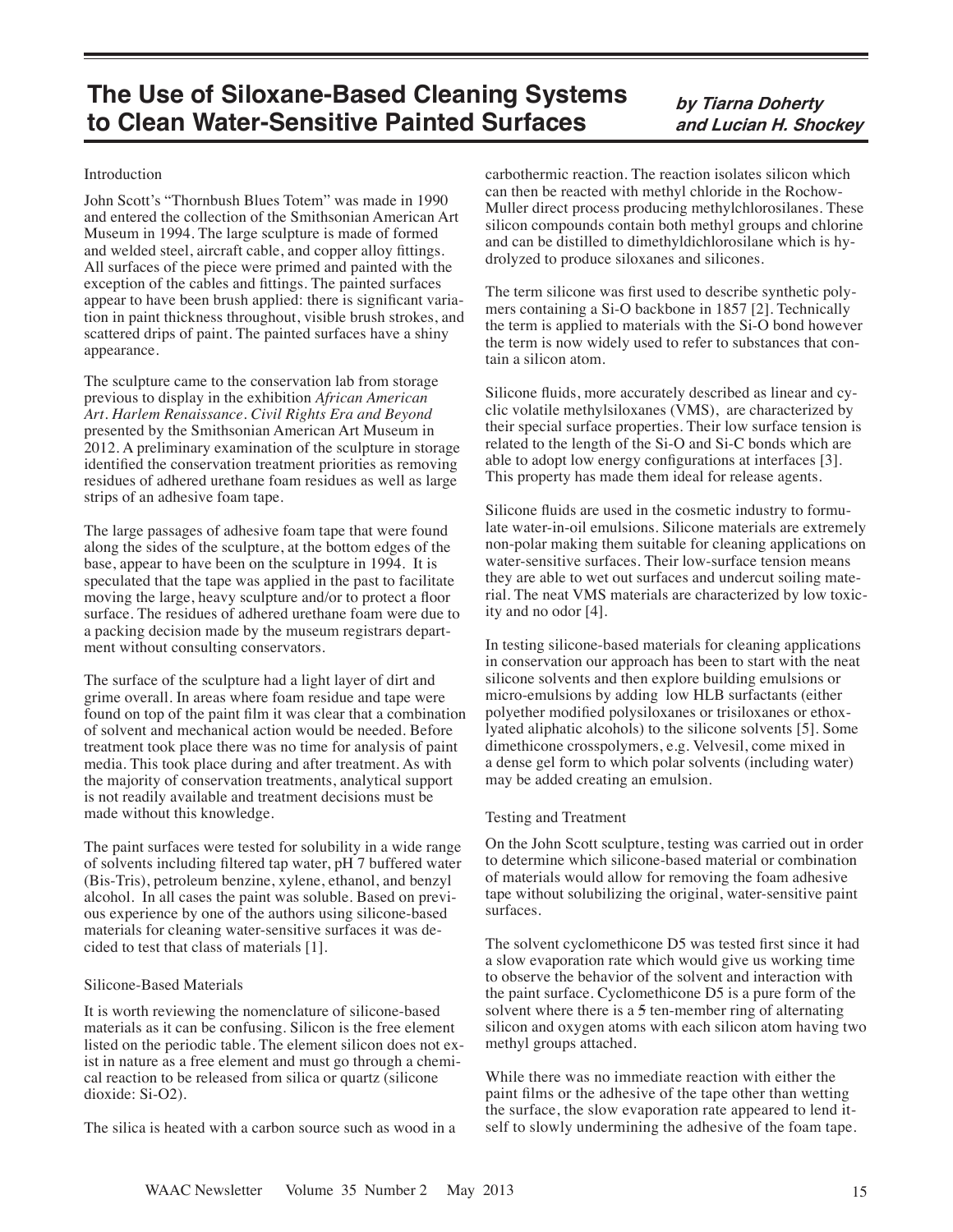# The Use of Siloxane-Based Cleaning Systems to Clean Water-Sensitive Painted Surfaces

***by Tiarna Doherty and Lucian H. Shockey***

Introduction

John Scott's "Thornbush Blues Totem" was made in 1990 and entered the collection of the Smithsonian American Art Museum in 1994. The large sculpture is made of formed and welded steel, aircraft cable, and copper alloy fittings. All surfaces of the piece were primed and painted with the exception of the cables and fittings. The painted surfaces appear to have been brush applied: there is significant variation in paint thickness throughout, visible brush strokes, and scattered drips of paint. The painted surfaces have a shiny appearance.

The sculpture came to the conservation lab from storage previous to display in the exhibition *African American Art. Harlem Renaissance. Civil Rights Era and Beyond* presented by the Smithsonian American Art Museum in 2012. A preliminary examination of the sculpture in storage identified the conservation treatment priorities as removing residues of adhered urethane foam residues as well as large strips of an adhesive foam tape.

The large passages of adhesive foam tape that were found along the sides of the sculpture, at the bottom edges of the base, appear to have been on the sculpture in 1994. It is speculated that the tape was applied in the past to facilitate moving the large, heavy sculpture and/or to protect a floor surface. The residues of adhered urethane foam were due to a packing decision made by the museum registrars department without consulting conservators.

The surface of the sculpture had a light layer of dirt and grime overall. In areas where foam residue and tape were found on top of the paint film it was clear that a combination of solvent and mechanical action would be needed. Before treatment took place there was no time for analysis of paint media. This took place during and after treatment. As with the majority of conservation treatments, analytical support is not readily available and treatment decisions must be made without this knowledge.

The paint surfaces were tested for solubility in a wide range of solvents including filtered tap water, pH 7 buffered water (Bis-Tris), petroleum benzine, xylene, ethanol, and benzyl alcohol. In all cases the paint was soluble. Based on previous experience by one of the authors using silicone-based materials for cleaning water-sensitive surfaces it was decided to test that class of materials [1].

Silicone-Based Materials

It is worth reviewing the nomenclature of silicone-based materials as it can be confusing. Silicon is the free element listed on the periodic table. The element silicon does not exist in nature as a free element and must go through a chemical reaction to be released from silica or quartz (silicone dioxide: Si-O2).

The silica is heated with a carbon source such as wood in a carbothermic reaction. The reaction isolates silicon which can then be reacted with methyl chloride in the Rochow-Muller direct process producing methylchlorosilanes. These silicon compounds contain both methyl groups and chlorine and can be distilled to dimethyldichlorosilane which is hydrolyzed to produce siloxanes and silicones.

The term silicone was first used to describe synthetic polymers containing a Si-O backbone in 1857 [2]. Technically the term is applied to materials with the Si-O bond however the term is now widely used to refer to substances that contain a silicon atom.

Silicone fluids, more accurately described as linear and cyclic volatile methylsiloxanes (VMS), are characterized by their special surface properties. Their low surface tension is related to the length of the Si-O and Si-C bonds which are able to adopt low energy configurations at interfaces [3]. This property has made them ideal for release agents.

Silicone fluids are used in the cosmetic industry to formulate water-in-oil emulsions. Silicone materials are extremely non-polar making them suitable for cleaning applications on water-sensitive surfaces. Their low-surface tension means they are able to wet out surfaces and undercut soiling material. The neat VMS materials are characterized by low toxicity and no odor [4].

In testing silicone-based materials for cleaning applications in conservation our approach has been to start with the neat silicone solvents and then explore building emulsions or micro-emulsions by adding low HLB surfactants (either polyether modified polysiloxanes or trisiloxanes or ethoxylated aliphatic alcohols) to the silicone solvents [5]. Some dimethicone crosspolymers, e.g. Velvesil, come mixed in a dense gel form to which polar solvents (including water) may be added creating an emulsion.

Testing and Treatment

On the John Scott sculpture, testing was carried out in order to determine which silicone-based material or combination of materials would allow for removing the foam adhesive tape without solubilizing the original, water-sensitive paint surfaces.

The solvent cyclomethicone D5 was tested first since it had a slow evaporation rate which would give us working time to observe the behavior of the solvent and interaction with the paint surface. Cyclomethicone D5 is a pure form of the solvent where there is a 5 ten-member ring of alternating silicon and oxygen atoms with each silicon atom having two methyl groups attached.

While there was no immediate reaction with either the paint films or the adhesive of the tape other than wetting the surface, the slow evaporation rate appeared to lend itself to slowly undermining the adhesive of the foam tape.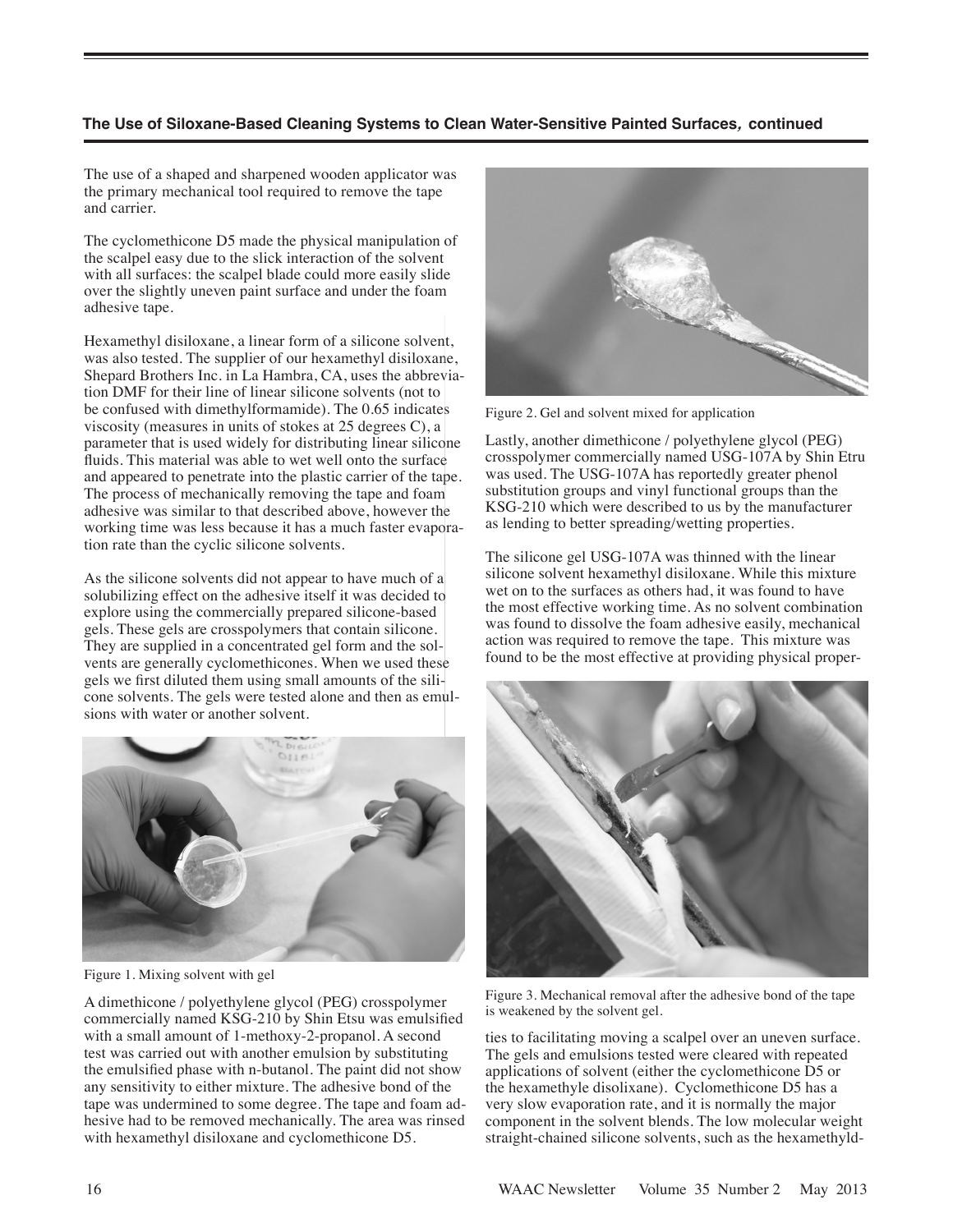The use of a shaped and sharpened wooden applicator was the primary mechanical tool required to remove the tape and carrier.

The cyclomethicone D5 made the physical manipulation of the scalpel easy due to the slick interaction of the solvent with all surfaces: the scalpel blade could more easily slide over the slightly uneven paint surface and under the foam adhesive tape.

Hexamethyl disiloxane, a linear form of a silicone solvent, was also tested. The supplier of our hexamethyl disiloxane, Shepard Brothers Inc. in La Hambra, CA, uses the abbreviation DMF for their line of linear silicone solvents (not to be confused with dimethylformamide). The 0.65 indicates viscosity (measures in units of stokes at 25 degrees C), a parameter that is used widely for distributing linear silicone fluids. This material was able to wet well onto the surface and appeared to penetrate into the plastic carrier of the tape. The process of mechanically removing the tape and foam adhesive was similar to that described above, however the working time was less because it has a much faster evaporation rate than the cyclic silicone solvents.

As the silicone solvents did not appear to have much of a solubilizing effect on the adhesive itself it was decided to explore using the commercially prepared silicone-based gels. These gels are crosspolymers that contain silicone. They are supplied in a concentrated gel form and the solvents are generally cyclomethicones. When we used these gels we first diluted them using small amounts of the silicone solvents. The gels were tested alone and then as emulsions with water or another solvent.

Figure 1. Mixing solvent with gel

A dimethicone / polyethylene glycol (PEG) crosspolymer commercially named KSG-210 by Shin Etsu was emulsified with a small amount of 1-methoxy-2-propanol. A second test was carried out with another emulsion by substituting the emulsified phase with n-butanol. The paint did not show any sensitivity to either mixture. The adhesive bond of the tape was undermined to some degree. The tape and foam adhesive had to be removed mechanically. The area was rinsed with hexamethyl disiloxane and cyclomethicone D5.

Figure 2. Gel and solvent mixed for application

Lastly, another dimethicone / polyethylene glycol (PEG) crosspolymer commercially named USG-107A by Shin Etru was used. The USG-107A has reportedly greater phenol substitution groups and vinyl functional groups than the KSG-210 which were described to us by the manufacturer as lending to better spreading/wetting properties.

The silicone gel USG-107A was thinned with the linear silicone solvent hexamethyl disiloxane. While this mixture wet on to the surfaces as others had, it was found to have the most effective working time. As no solvent combination was found to dissolve the foam adhesive easily, mechanical action was required to remove the tape. This mixture was found to be the most effective at providing physical properties to facilitating moving a scalpel over an uneven surface. The gels and emulsions tested were cleared with repeated applications of solvent (either the cyclomethicone D5 or the hexamethyle disiloxane). Cyclomethicone D5 has a very slow evaporation rate, and it is normally the major component in the solvent blends. The low molecular weight straight-chained silicone solvents, such as the hexamethyld-

Figure 3. Mechanical removal after the adhesive bond of the tape is weakened by the solvent gel.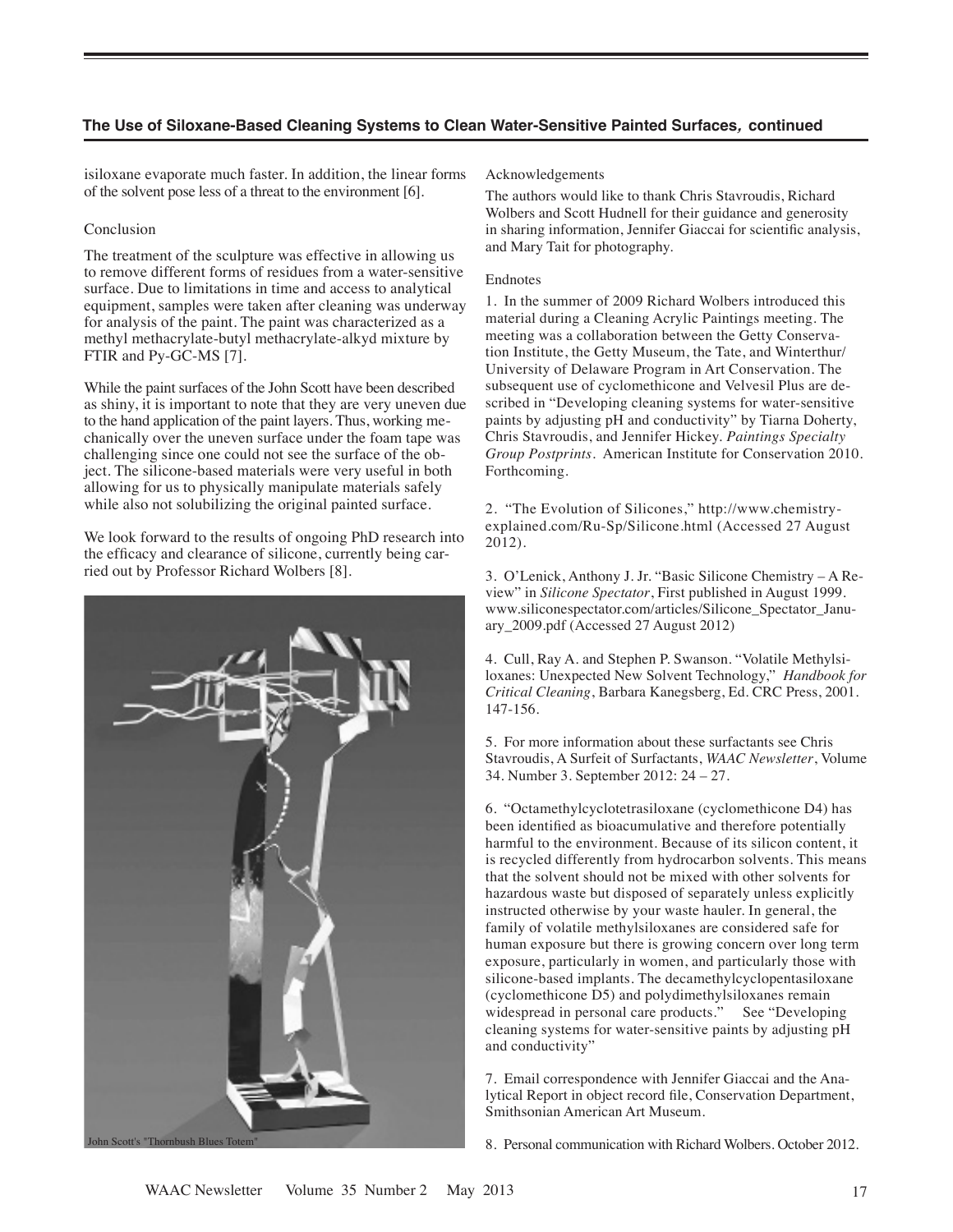isiloxane evaporate much faster. In addition, the linear forms of the solvent pose less of a threat to the environment [6].

## Conclusion

The treatment of the sculpture was effective in allowing us to remove different forms of residues from a water-sensitive surface. Due to limitations in time and access to analytical equipment, samples were taken after cleaning was underway for analysis of the paint. The paint was characterized as a methyl methacrylate-butyl methacrylate-alkyd mixture by FTIR and Py-GC-MS [7].

While the paint surfaces of the John Scott have been described as shiny, it is important to note that they are very uneven due to the hand application of the paint layers. Thus, working mechanically over the uneven surface under the foam tape was challenging since one could not see the surface of the object. The silicone-based materials were very useful in both allowing for us to physically manipulate materials safely while also not solubilizing the original painted surface.

We look forward to the results of ongoing PhD research into the efficacy and clearance of silicone, currently being carried out by Professor Richard Wolbers [8].

John Scott's "Thornbush Blues Totem"

## Acknowledgements

The authors would like to thank Chris Stavroudis, Richard Wolbers and Scott Hudnell for their guidance and generosity in sharing information, Jennifer Giaccai for scientific analysis, and Mary Tait for photography.

## Endnotes

1. In the summer of 2009 Richard Wolbers introduced this material during a Cleaning Acrylic Paintings meeting. The meeting was a collaboration between the Getty Conservation Institute, the Getty Museum, the Tate, and Winterthur/University of Delaware Program in Art Conservation. The subsequent use of cyclomethicone and Velvesil Plus are described in "Developing cleaning systems for water-sensitive paints by adjusting pH and conductivity" by Tiarna Doherty, Chris Stavroudis, and Jennifer Hickey. *Paintings Specialty Group Postprints*. American Institute for Conservation 2010. Forthcoming.

2. "The Evolution of Silicones," http://www.chemistryexplained.com/Ru-Sp/Silicone.html (Accessed 27 August 2012).

3. O'Lenick, Anthony J. Jr. "Basic Silicone Chemistry – A Review" in *Silicone Spectator*, First published in August 1999. www.siliconespectator.com/articles/Silicone_Spectator_January_2009.pdf (Accessed 27 August 2012)

4. Cull, Ray A. and Stephen P. Swanson. "Volatile Methylsiloxanes: Unexpected New Solvent Technology," *Handbook for Critical Cleaning*, Barbara Kanegsberg, Ed. CRC Press, 2001. 147-156.

5. For more information about these surfactants see Chris Stavroudis, A Surfeit of Surfactants, *WAAC Newsletter*, Volume 34. Number 3. September 2012: 24 – 27.

6. "Octamethylcyclotetrasiloxane (cyclomethicone D4) has been identified as bioacumulative and therefore potentially harmful to the environment. Because of its silicon content, it is recycled differently from hydrocarbon solvents. This means that the solvent should not be mixed with other solvents for hazardous waste but disposed of separately unless explicitly instructed otherwise by your waste hauler. In general, the family of volatile methylsiloxanes are considered safe for human exposure but there is growing concern over long term exposure, particularly in women, and particularly those with silicone-based implants. The decamethylcyclopentasiloxane (cyclomethicone D5) and polydimethylsiloxanes remain widespread in personal care products." See "Developing cleaning systems for water-sensitive paints by adjusting pH and conductivity"

7. Email correspondence with Jennifer Giaccai and the Analytical Report in object record file, Conservation Department, Smithsonian American Art Museum.

8. Personal communication with Richard Wolbers. October 2012.